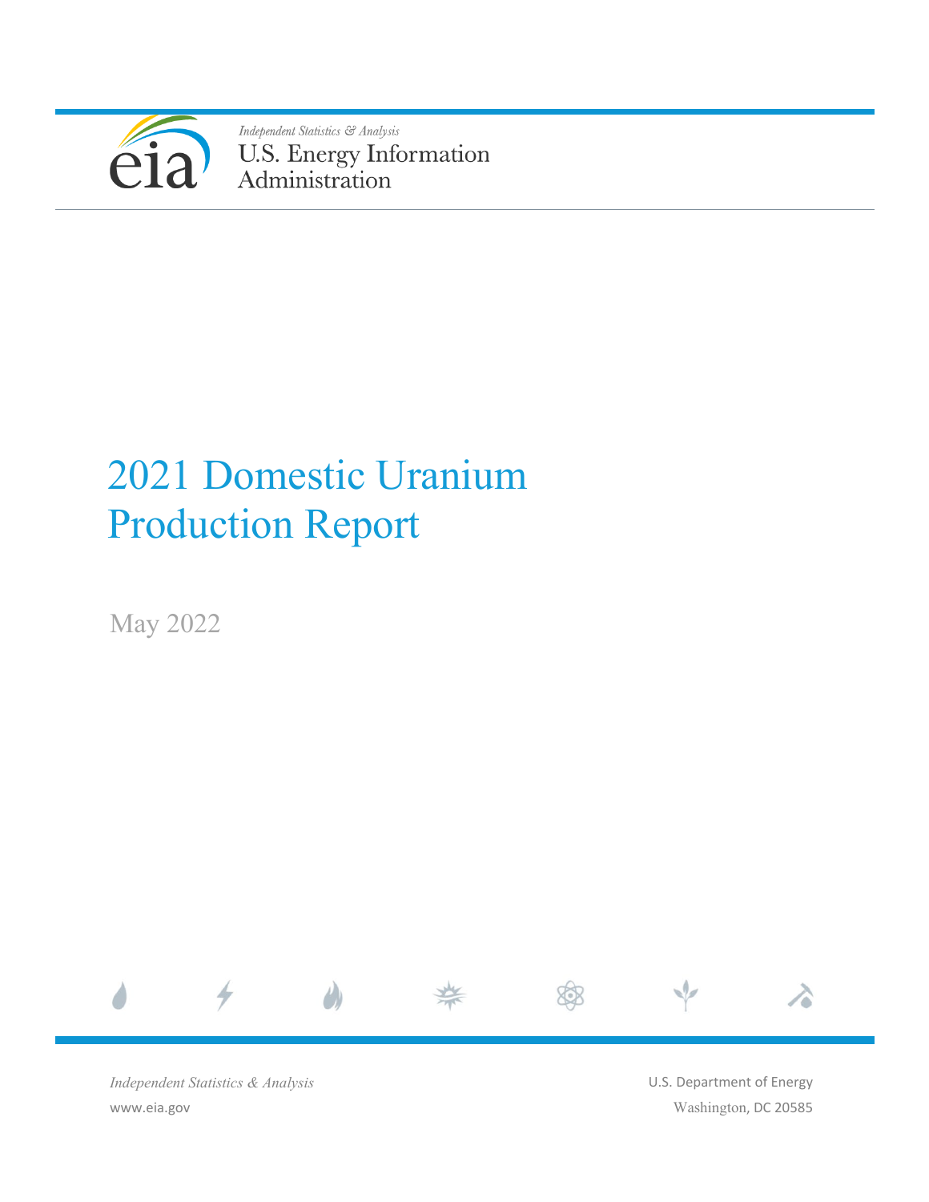*Independent Statistics & Analysis*

U.S. Energy Information Administration

# 2021 Domestic Uranium Production Report

May 2022

*Independent Statistics & Analysis*

www.eia.gov

U.S. Department of Energy

Washington, DC 20585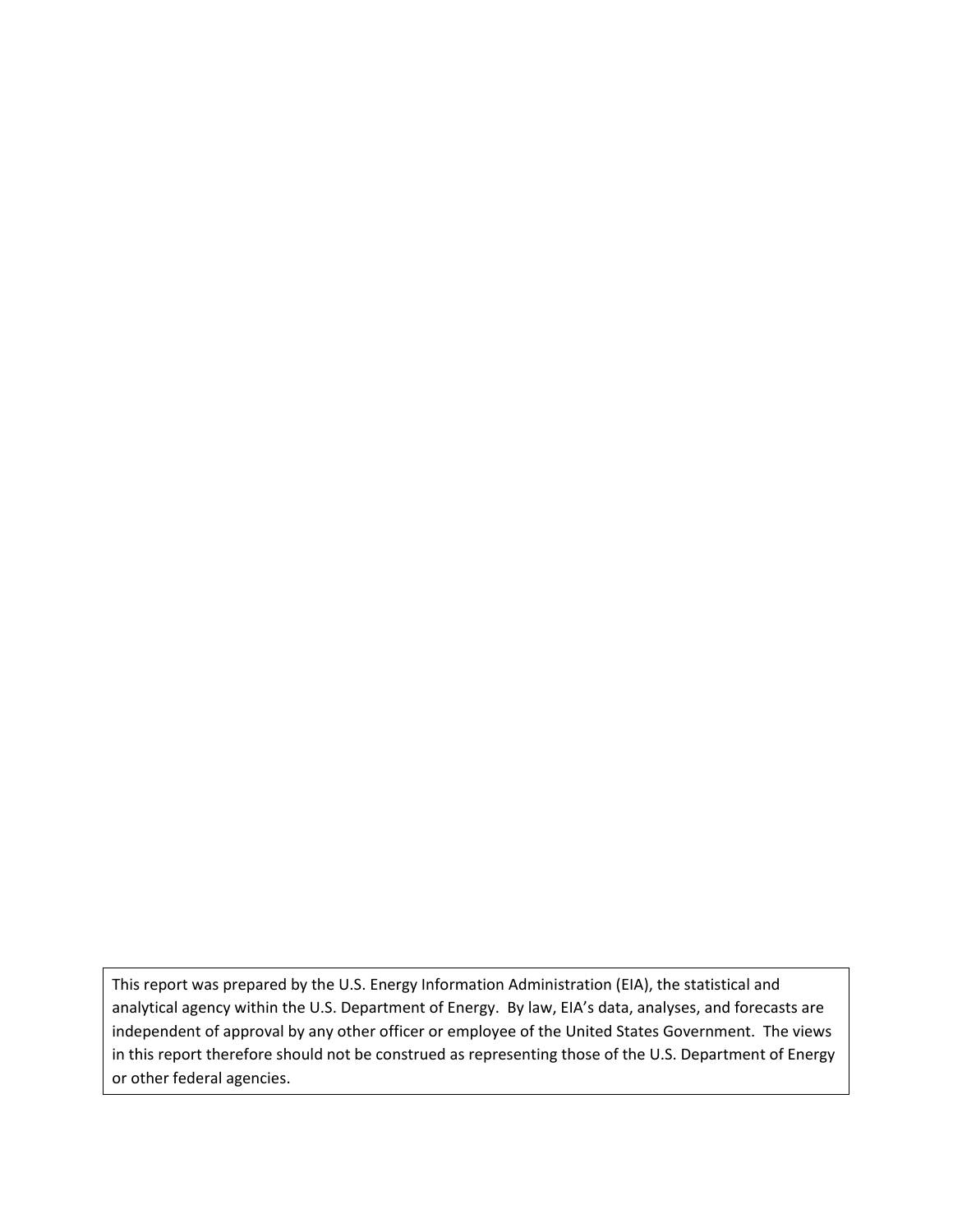This report was prepared by the U.S. Energy Information Administration (EIA), the statistical and analytical agency within the U.S. Department of Energy. By law, EIA's data, analyses, and forecasts are independent of approval by any other officer or employee of the United States Government. The views in this report therefore should not be construed as representing those of the U.S. Department of Energy or other federal agencies.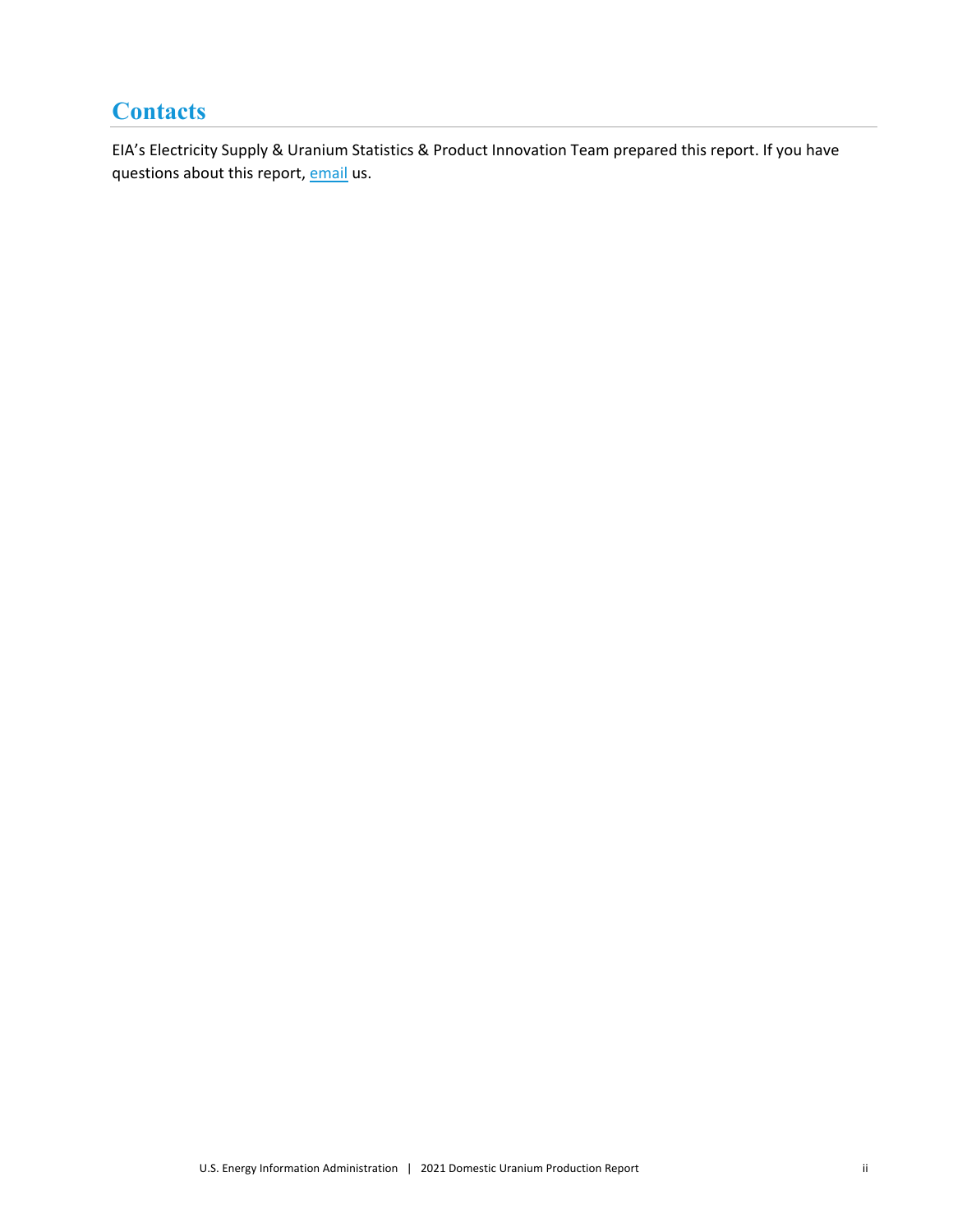# Contacts

EIA's Electricity Supply & Uranium Statistics & Product Innovation Team prepared this report. If you have questions about this report, email us.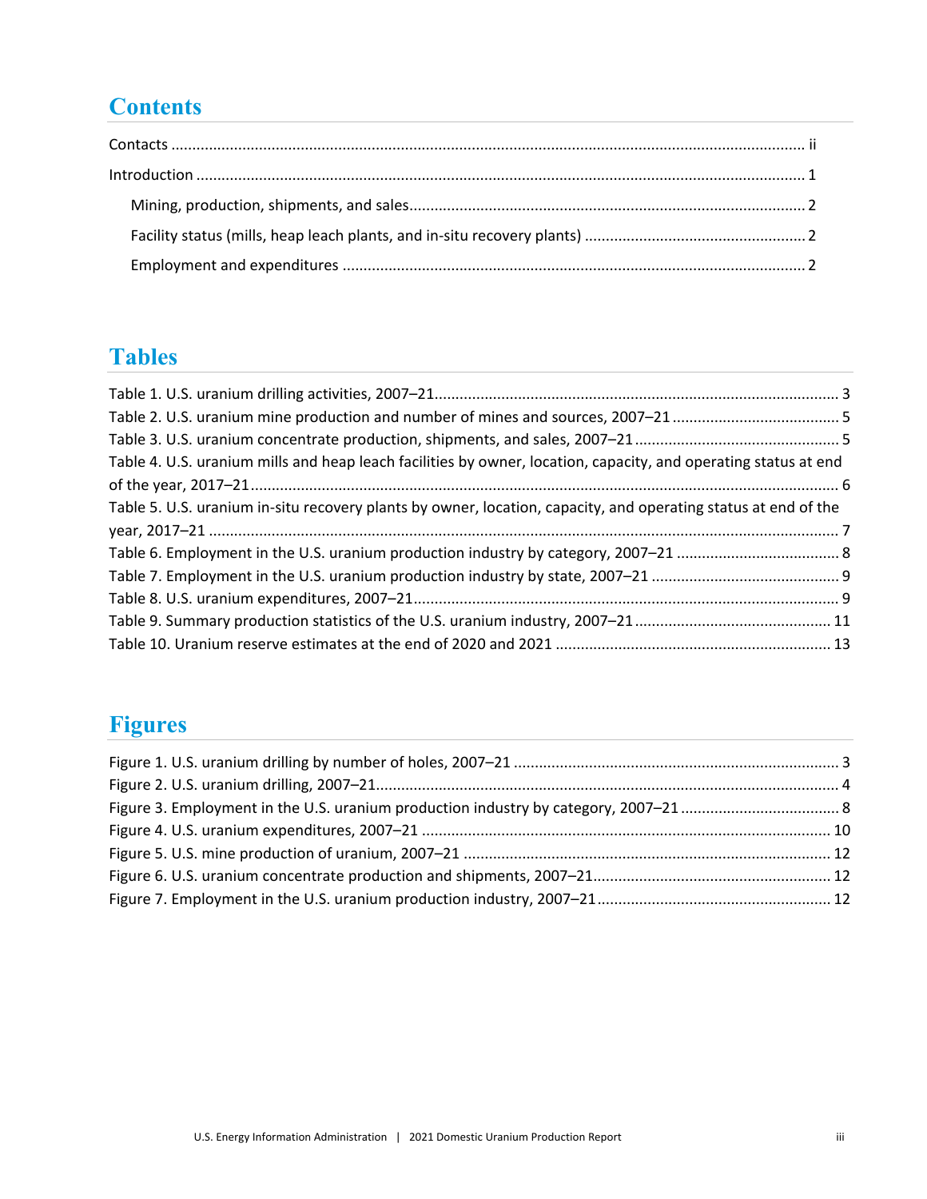# Contents

Contacts ........................................................................................................................................... ii

Introduction ...................................................................................................................................... 1

- Mining, production, shipments, and sales.............................................................................. 2
- Facility status (mills, heap leach plants, and in-situ recovery plants) ..................................................... 2
- Employment and expenditures .............................................................................................. 2

# Tables

Table 1. U.S. uranium drilling activities, 2007–21................................................................................... 3

Table 2. U.S. uranium mine production and number of mines and sources, 2007–21 ........................................ 5

Table 3. U.S. uranium concentrate production, shipments, and sales, 2007–21 ............................................... 5

Table 4. U.S. uranium mills and heap leach facilities by owner, location, capacity, and operating status at end of the year, 2017–21.......................................................................................................................... 6

Table 5. U.S. uranium in-situ recovery plants by owner, location, capacity, and operating status at end of the year, 2017–21 ...................................................................................................................................... 7

Table 6. Employment in the U.S. uranium production industry by category, 2007–21 ....................................... 8

Table 7. Employment in the U.S. uranium production industry by state, 2007–21 ............................................ 9

Table 8. U.S. uranium expenditures, 2007–21.................................................................................... 9

Table 9. Summary production statistics of the U.S. uranium industry, 2007–21 .............................................. 11

Table 10. Uranium reserve estimates at the end of 2020 and 2021 ................................................................ 13

# Figures

Figure 1. U.S. uranium drilling by number of holes, 2007–21 ............................................................................ 3

Figure 2. U.S. uranium drilling, 2007–21............................................................................................ 4

Figure 3. Employment in the U.S. uranium production industry by category, 2007–21 ..................................... 8

Figure 4. U.S. uranium expenditures, 2007–21 ................................................................................ 10

Figure 5. U.S. mine production of uranium, 2007–21 ....................................................................... 12

Figure 6. U.S. uranium concentrate production and shipments, 2007–21........................................................ 12

Figure 7. Employment in the U.S. uranium production industry, 2007–21....................................................... 12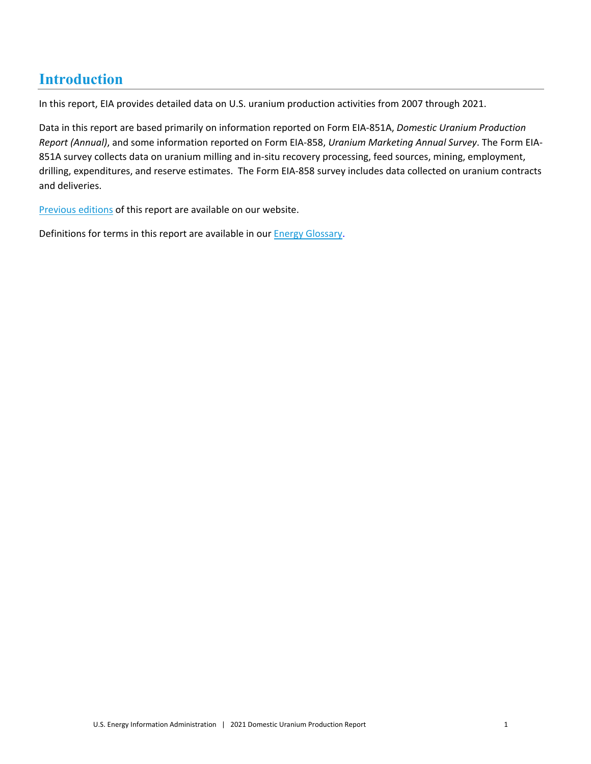# Introduction

In this report, EIA provides detailed data on U.S. uranium production activities from 2007 through 2021.

Data in this report are based primarily on information reported on Form EIA-851A, *Domestic Uranium Production Report (Annual)*, and some information reported on Form EIA-858, *Uranium Marketing Annual Survey*. The Form EIA-851A survey collects data on uranium milling and in-situ recovery processing, feed sources, mining, employment, drilling, expenditures, and reserve estimates. The Form EIA-858 survey includes data collected on uranium contracts and deliveries.

Previous editions of this report are available on our website.

Definitions for terms in this report are available in our Energy Glossary.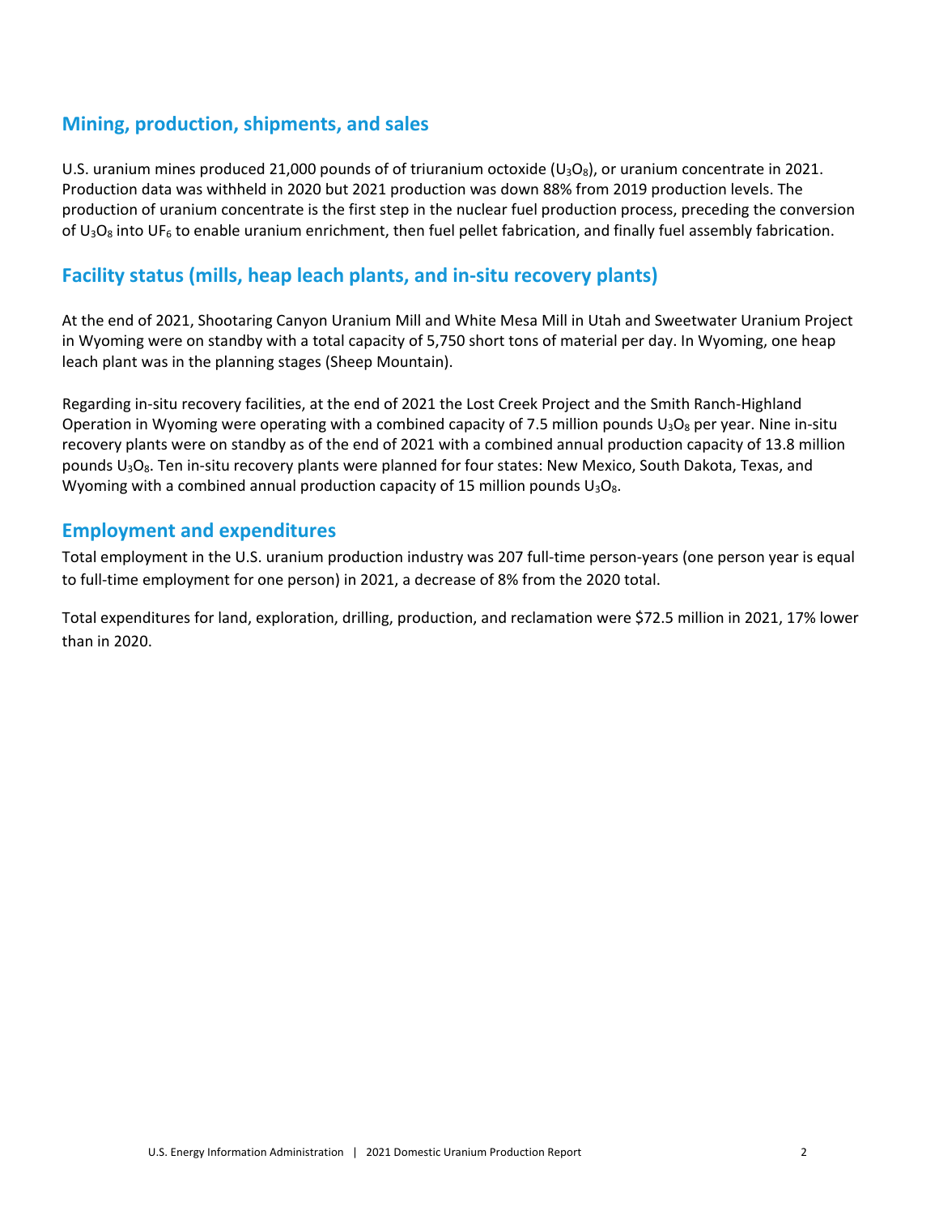## Mining, production, shipments, and sales

U.S. uranium mines produced 21,000 pounds of of triuranium octoxide ($U_3O_8$), or uranium concentrate in 2021. Production data was withheld in 2020 but 2021 production was down 88% from 2019 production levels. The production of uranium concentrate is the first step in the nuclear fuel production process, preceding the conversion of $U_3O_8$ into $UF_6$ to enable uranium enrichment, then fuel pellet fabrication, and finally fuel assembly fabrication.

## Facility status (mills, heap leach plants, and in-situ recovery plants)

At the end of 2021, Shootaring Canyon Uranium Mill and White Mesa Mill in Utah and Sweetwater Uranium Project in Wyoming were on standby with a total capacity of 5,750 short tons of material per day. In Wyoming, one heap leach plant was in the planning stages (Sheep Mountain).

Regarding in-situ recovery facilities, at the end of 2021 the Lost Creek Project and the Smith Ranch-Highland Operation in Wyoming were operating with a combined capacity of 7.5 million pounds $U_3O_8$ per year. Nine in-situ recovery plants were on standby as of the end of 2021 with a combined annual production capacity of 13.8 million pounds $U_3O_8$. Ten in-situ recovery plants were planned for four states: New Mexico, South Dakota, Texas, and Wyoming with a combined annual production capacity of 15 million pounds $U_3O_8$.

## Employment and expenditures

Total employment in the U.S. uranium production industry was 207 full-time person-years (one person year is equal to full-time employment for one person) in 2021, a decrease of 8% from the 2020 total.

Total expenditures for land, exploration, drilling, production, and reclamation were $72.5 million in 2021, 17% lower than in 2020.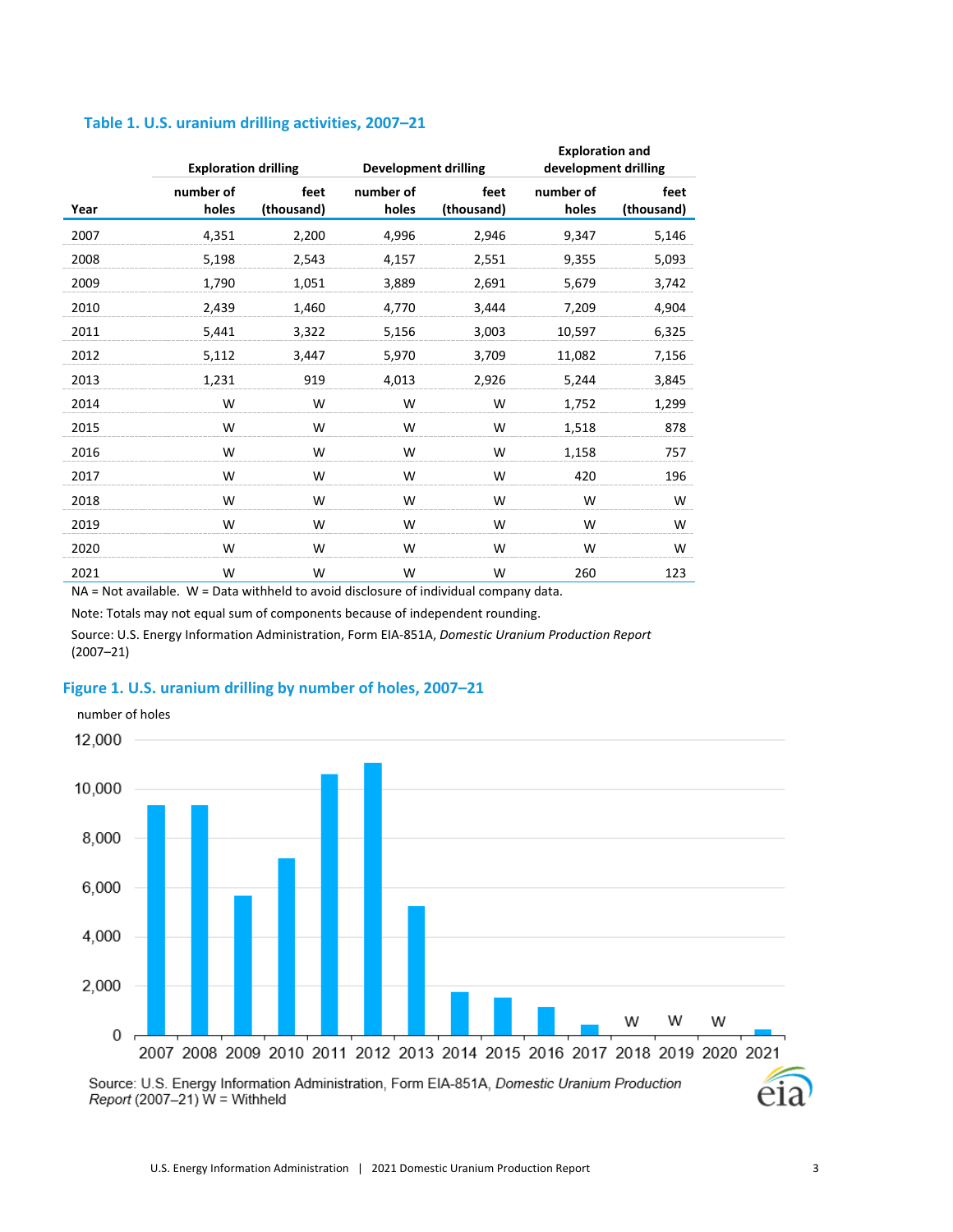### Table 1. U.S. uranium drilling activities, 2007–21

| Year | Exploration drilling | | Development drilling | | Exploration and development drilling | |
|---|---|---|---|---|---|---|
| | number of holes | feet (thousand) | number of holes | feet (thousand) | number of holes | feet (thousand) |
| 2007 | 4,351 | 2,200 | 4,996 | 2,946 | 9,347 | 5,146 |
| 2008 | 5,198 | 2,543 | 4,157 | 2,551 | 9,355 | 5,093 |
| 2009 | 1,790 | 1,051 | 3,889 | 2,691 | 5,679 | 3,742 |
| 2010 | 2,439 | 1,460 | 4,770 | 3,444 | 7,209 | 4,904 |
| 2011 | 5,441 | 3,322 | 5,156 | 3,003 | 10,597 | 6,325 |
| 2012 | 5,112 | 3,447 | 5,970 | 3,709 | 11,082 | 7,156 |
| 2013 | 1,231 | 919 | 4,013 | 2,926 | 5,244 | 3,845 |
| 2014 | W | W | W | W | 1,752 | 1,299 |
| 2015 | W | W | W | W | 1,518 | 878 |
| 2016 | W | W | W | W | 1,158 | 757 |
| 2017 | W | W | W | W | 420 | 196 |
| 2018 | W | W | W | W | W | W |
| 2019 | W | W | W | W | W | W |
| 2020 | W | W | W | W | W | W |
| 2021 | W | W | W | W | 260 | 123 |

NA = Not available. W = Data withheld to avoid disclosure of individual company data.

Note: Totals may not equal sum of components because of independent rounding.

Source: U.S. Energy Information Administration, Form EIA-851A, *Domestic Uranium Production Report* (2007–21)

### Figure 1. U.S. uranium drilling by number of holes, 2007–21

Source: U.S. Energy Information Administration, Form EIA-851A, *Domestic Uranium Production Report* (2007–21) W = Withheld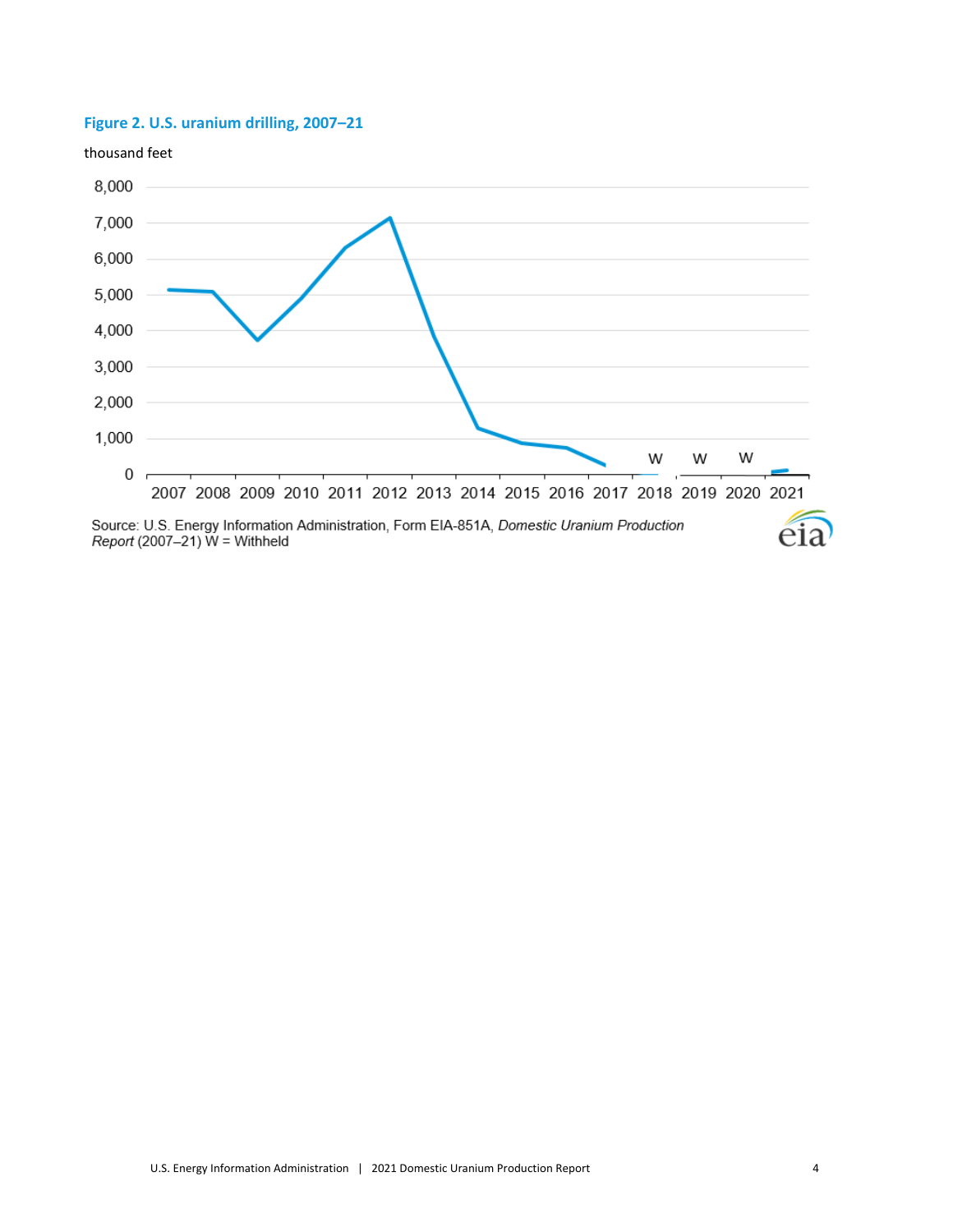**Figure 2. U.S. uranium drilling, 2007–21**

thousand feet

Source: U.S. Energy Information Administration, Form EIA-851A, *Domestic Uranium Production Report* (2007–21) W = Withheld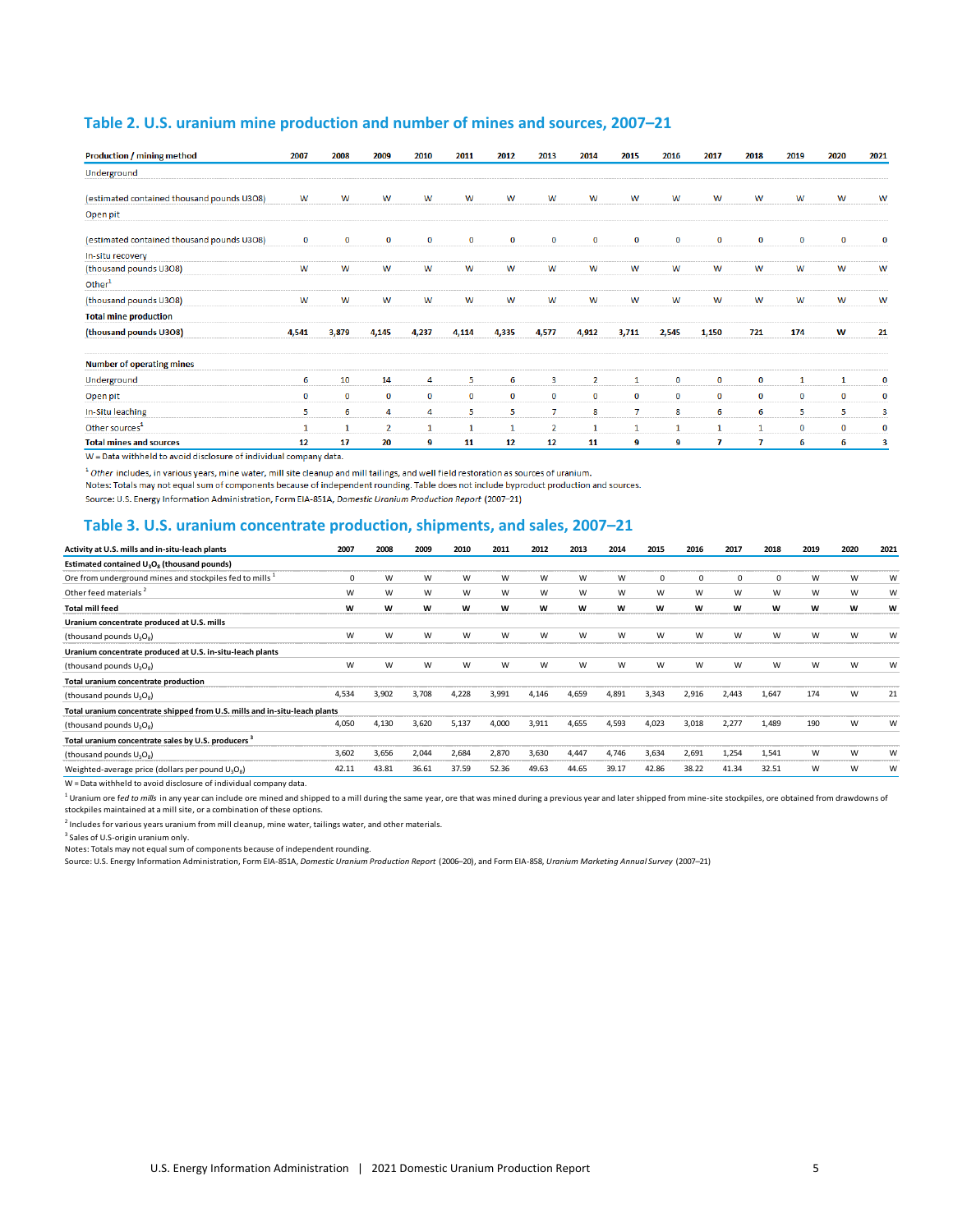## Table 2. U.S. uranium mine production and number of mines and sources, 2007–21

| Production / mining method | 2007 | 2008 | 2009 | 2010 | 2011 | 2012 | 2013 | 2014 | 2015 | 2016 | 2017 | 2018 | 2019 | 2020 | 2021 |
|---|---|---|---|---|---|---|---|---|---|---|---|---|---|---|---|
| Underground | | | | | | | | | | | | | | | |
| (estimated contained thousand pounds U3O8) | W | W | W | W | W | W | W | W | W | W | W | W | W | W | W |
| Open pit | | | | | | | | | | | | | | | |
| (estimated contained thousand pounds U3O8) | 0 | 0 | 0 | 0 | 0 | 0 | 0 | 0 | 0 | 0 | 0 | 0 | 0 | 0 | 0 |
| In-situ recovery | | | | | | | | | | | | | | | |
| (thousand pounds U3O8) | W | W | W | W | W | W | W | W | W | W | W | W | W | W | W |
| Other[1] | | | | | | | | | | | | | | | |
| (thousand pounds U3O8) | W | W | W | W | W | W | W | W | W | W | W | W | W | W | W |
| **Total mine production** | | | | | | | | | | | | | | | |
| **(thousand pounds U3O8)** | **4,541** | **3,879** | **4,145** | **4,237** | **4,114** | **4,335** | **4,577** | **4,912** | **3,711** | **2,545** | **1,150** | **721** | **174** | **W** | **21** |
| **Number of operating mines** | | | | | | | | | | | | | | | |
| Underground | 6 | 10 | 14 | 4 | 5 | 6 | 3 | 2 | 1 | 0 | 0 | 0 | 1 | 1 | 0 |
| Open pit | 0 | 0 | 0 | 0 | 0 | 0 | 0 | 0 | 0 | 0 | 0 | 0 | 0 | 0 | 0 |
| In-Situ leaching | 5 | 6 | 4 | 4 | 5 | 5 | 7 | 8 | 7 | 8 | 6 | 6 | 5 | 5 | 3 |
| Other sources[1] | 1 | 1 | 2 | 1 | 1 | 1 | 2 | 1 | 1 | 1 | 1 | 1 | 0 | 0 | 0 |
| **Total mines and sources** | **12** | **17** | **20** | **9** | **11** | **12** | **12** | **11** | **9** | **9** | **7** | **7** | **6** | **6** | **3** |

W = Data withheld to avoid disclosure of individual company data.

[1] *Other* includes, in various years, mine water, mill site cleanup and mill tailings, and well field restoration as sources of uranium.
Notes: Totals may not equal sum of components because of independent rounding. Table does not include byproduct production and sources.
Source: U.S. Energy Information Administration, Form EIA-851A, *Domestic Uranium Production Report* (2007–21)

## Table 3. U.S. uranium concentrate production, shipments, and sales, 2007–21

| Activity at U.S. mills and in-situ-leach plants | 2007 | 2008 | 2009 | 2010 | 2011 | 2012 | 2013 | 2014 | 2015 | 2016 | 2017 | 2018 | 2019 | 2020 | 2021 |
|---|---|---|---|---|---|---|---|---|---|---|---|---|---|---|---|
| **Estimated contained $U_3O_8$ (thousand pounds)** | | | | | | | | | | | | | | | |
| Ore from underground mines and stockpiles fed to mills[1] | 0 | W | W | W | W | W | W | W | 0 | 0 | 0 | 0 | W | W | W |
| Other feed materials[2] | W | W | W | W | W | W | W | W | W | W | W | W | W | W | W |
| **Total mill feed** | **W** | **W** | **W** | **W** | **W** | **W** | **W** | **W** | **W** | **W** | **W** | **W** | **W** | **W** | **W** |
| **Uranium concentrate produced at U.S. mills** | | | | | | | | | | | | | | | |
| (thousand pounds $U_3O_8$) | W | W | W | W | W | W | W | W | W | W | W | W | W | W | W |
| **Uranium concentrate produced at U.S. in-situ-leach plants** | | | | | | | | | | | | | | | |
| (thousand pounds $U_3O_8$) | W | W | W | W | W | W | W | W | W | W | W | W | W | W | W |
| **Total uranium concentrate production** | | | | | | | | | | | | | | | |
| (thousand pounds $U_3O_8$) | 4,534 | 3,902 | 3,708 | 4,228 | 3,991 | 4,146 | 4,659 | 4,891 | 3,343 | 2,916 | 2,443 | 1,647 | 174 | W | 21 |
| **Total uranium concentrate shipped from U.S. mills and in-situ-leach plants** | | | | | | | | | | | | | | | |
| (thousand pounds $U_3O_8$) | 4,050 | 4,130 | 3,620 | 5,137 | 4,000 | 3,911 | 4,655 | 4,593 | 4,023 | 3,018 | 2,277 | 1,489 | 190 | W | W |
| **Total uranium concentrate sales by U.S. producers**[3] | | | | | | | | | | | | | | | |
| (thousand pounds $U_3O_8$) | 3,602 | 3,656 | 2,044 | 2,684 | 2,870 | 3,630 | 4,447 | 4,746 | 3,634 | 2,691 | 1,254 | 1,541 | W | W | W |
| Weighted-average price (dollars per pound $U_3O_8$) | 42.11 | 43.81 | 36.61 | 37.59 | 52.36 | 49.63 | 44.65 | 39.17 | 42.86 | 38.22 | 41.34 | 32.51 | W | W | W |

W = Data withheld to avoid disclosure of individual company data.

[1] Uranium ore *fed to mills* in any year can include ore mined and shipped to a mill during the same year, ore that was mined during a previous year and later shipped from mine-site stockpiles, ore obtained from drawdowns of stockpiles maintained at a mill site, or a combination of these options.

[2] Includes for various years uranium from mill cleanup, mine water, tailings water, and other materials.

[3] Sales of U.S-origin uranium only.

Notes: Totals may not equal sum of components because of independent rounding.

Source: U.S. Energy Information Administration, Form EIA-851A, *Domestic Uranium Production Report* (2006–20), and Form EIA-858, *Uranium Marketing Annual Survey* (2007–21)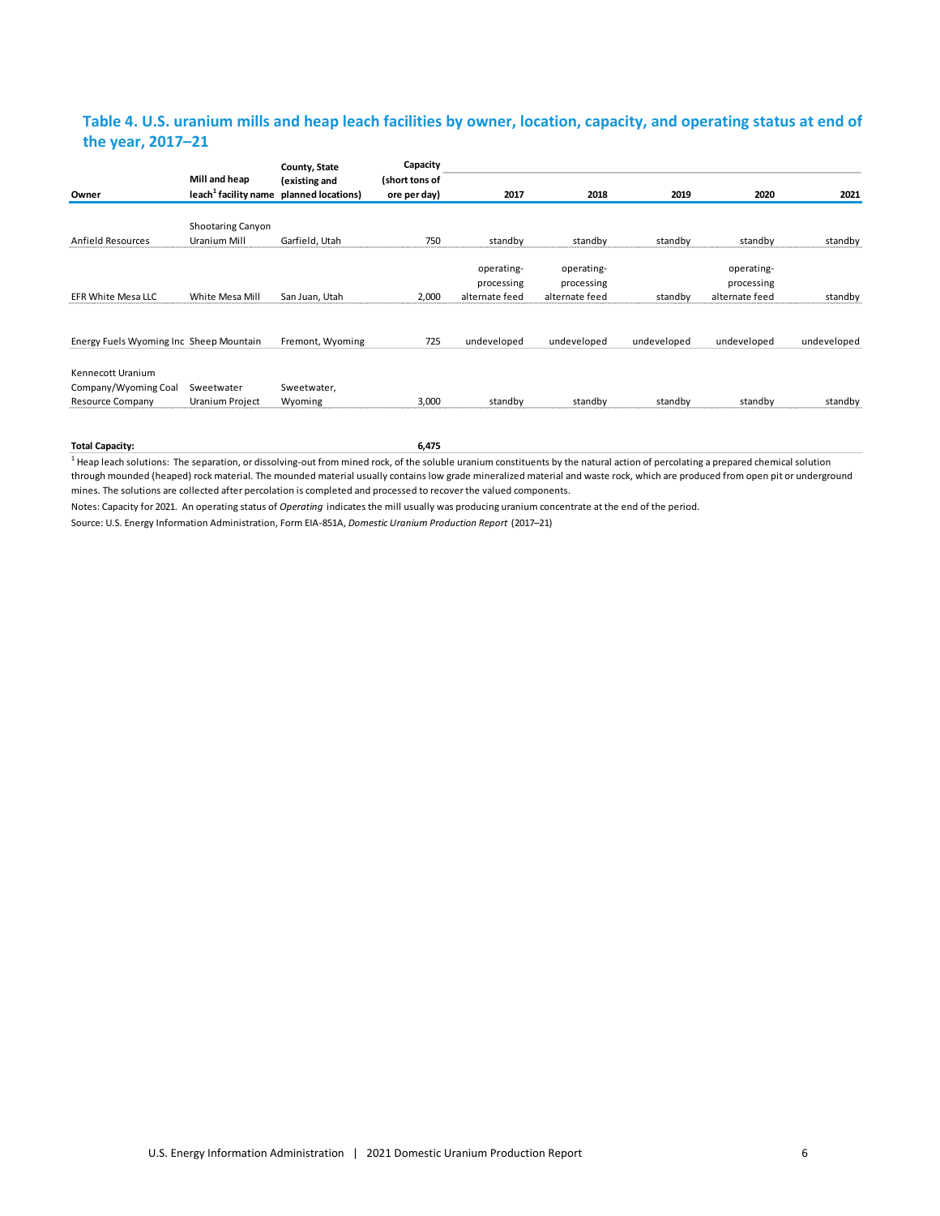## Table 4. U.S. uranium mills and heap leach facilities by owner, location, capacity, and operating status at end of the year, 2017–21

| Owner | Mill and heap leach[1] facility name | County, State (existing and planned locations) | Capacity (short tons of ore per day) | 2017 | 2018 | 2019 | 2020 | 2021 |
|---|---|---|---|---|---|---|---|---|
| Anfield Resources | Shootaring Canyon Uranium Mill | Garfield, Utah | 750 | standby | standby | standby | standby | standby |
| EFR White Mesa LLC | White Mesa Mill | San Juan, Utah | 2,000 | operating-processing alternate feed | operating-processing alternate feed | standby | operating-processing alternate feed | standby |
| Energy Fuels Wyoming Inc | Sheep Mountain | Fremont, Wyoming | 725 | undeveloped | undeveloped | undeveloped | undeveloped | undeveloped |
| Kennecott Uranium Company/Wyoming Coal Resource Company | Sweetwater Uranium Project | Sweetwater, Wyoming | 3,000 | standby | standby | standby | standby | standby |
| **Total Capacity:** | | | **6,475** | | | | | |

[1] Heap leach solutions: The separation, or dissolving-out from mined rock, of the soluble uranium constituents by the natural action of percolating a prepared chemical solution through mounded (heaped) rock material. The mounded material usually contains low grade mineralized material and waste rock, which are produced from open pit or underground mines. The solutions are collected after percolation is completed and processed to recover the valued components.

Notes: Capacity for 2021. An operating status of *Operating* indicates the mill usually was producing uranium concentrate at the end of the period.

Source: U.S. Energy Information Administration, Form EIA-851A, *Domestic Uranium Production Report* (2017–21)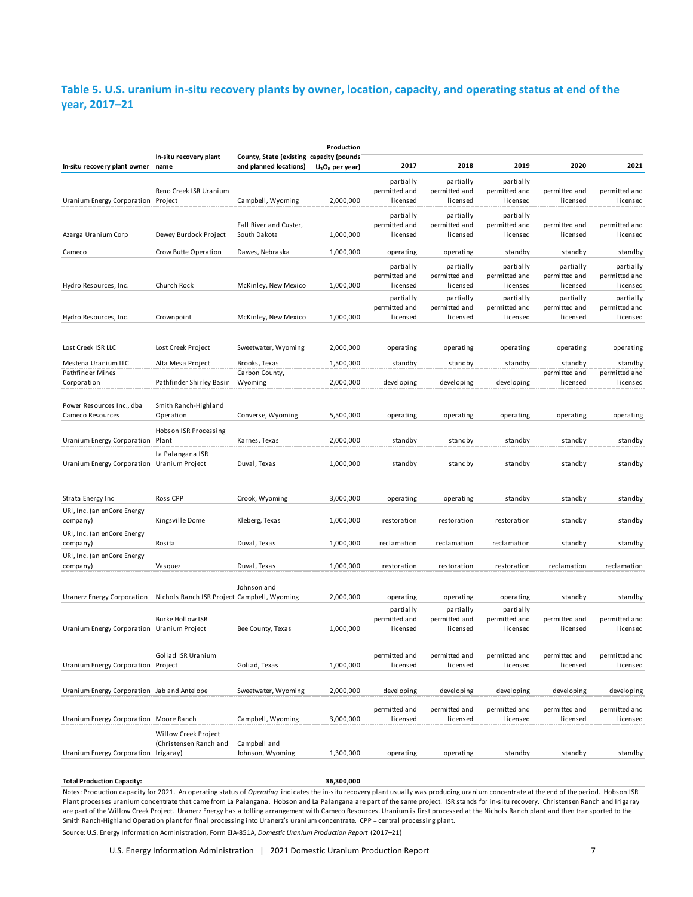## Table 5. U.S. uranium in-situ recovery plants by owner, location, capacity, and operating status at end of the year, 2017–21

| In-situ recovery plant owner | In-situ recovery plant name | County, State (existing and planned locations) | Production capacity (pounds $U_3O_8$ per year) | 2017 | 2018 | 2019 | 2020 | 2021 |
|---|---|---|---|---|---|---|---|---|
| Uranium Energy Corporation | Reno Creek ISR Uranium Project | Campbell, Wyoming | 2,000,000 | partially permitted and licensed | partially permitted and licensed | partially permitted and licensed | permitted and licensed | permitted and licensed |
| Azarga Uranium Corp | Dewey Burdock Project | Fall River and Custer, South Dakota | 1,000,000 | partially permitted and licensed | partially permitted and licensed | partially permitted and licensed | permitted and licensed | permitted and licensed |
| Cameco | Crow Butte Operation | Dawes, Nebraska | 1,000,000 | operating | operating | standby | standby | standby |
| Hydro Resources, Inc. | Church Rock | McKinley, New Mexico | 1,000,000 | partially permitted and licensed | partially permitted and licensed | partially permitted and licensed | partially permitted and licensed | partially permitted and licensed |
| Hydro Resources, Inc. | Crownpoint | McKinley, New Mexico | 1,000,000 | partially permitted and licensed | partially permitted and licensed | partially permitted and licensed | partially permitted and licensed | partially permitted and licensed |
| Lost Creek ISR LLC | Lost Creek Project | Sweetwater, Wyoming | 2,000,000 | operating | operating | operating | operating | operating |
| Mestena Uranium LLC | Alta Mesa Project | Brooks, Texas | 1,500,000 | standby | standby | standby | standby | standby |
| Pathfinder Mines Corporation | Pathfinder Shirley Basin | Carbon County, Wyoming | 2,000,000 | developing | developing | developing | permitted and licensed | permitted and licensed |
| Power Resources Inc., dba Cameco Resources | Smith Ranch-Highland Operation | Converse, Wyoming | 5,500,000 | operating | operating | operating | operating | operating |
| Uranium Energy Corporation | Hobson ISR Processing Plant | Karnes, Texas | 2,000,000 | standby | standby | standby | standby | standby |
| Uranium Energy Corporation | La Palangana ISR Uranium Project | Duval, Texas | 1,000,000 | standby | standby | standby | standby | standby |
| Strata Energy Inc | Ross CPP | Crook, Wyoming | 3,000,000 | operating | operating | standby | standby | standby |
| URI, Inc. (an enCore Energy company) | Kingsville Dome | Kleberg, Texas | 1,000,000 | restoration | restoration | restoration | standby | standby |
| URI, Inc. (an enCore Energy company) | Rosita | Duval, Texas | 1,000,000 | reclamation | reclamation | reclamation | standby | standby |
| URI, Inc. (an enCore Energy company) | Vasquez | Duval, Texas | 1,000,000 | restoration | restoration | restoration | reclamation | reclamation |
| Uranerz Energy Corporation | Nichols Ranch ISR Project | Johnson and Campbell, Wyoming | 2,000,000 | operating | operating | operating | standby | standby |
| Uranium Energy Corporation | Burke Hollow ISR Uranium Project | Bee County, Texas | 1,000,000 | partially permitted and licensed | partially permitted and licensed | partially permitted and licensed | permitted and licensed | permitted and licensed |
| Uranium Energy Corporation | Goliad ISR Uranium Project | Goliad, Texas | 1,000,000 | permitted and licensed | permitted and licensed | permitted and licensed | permitted and licensed | permitted and licensed |
| Uranium Energy Corporation | Jab and Antelope | Sweetwater, Wyoming | 2,000,000 | developing | developing | developing | developing | developing |
| Uranium Energy Corporation | Moore Ranch | Campbell, Wyoming | 3,000,000 | permitted and licensed | permitted and licensed | permitted and licensed | permitted and licensed | permitted and licensed |
| Uranium Energy Corporation | Willow Creek Project (Christensen Ranch and Irigaray) | Campbell and Johnson, Wyoming | 1,300,000 | operating | operating | standby | standby | standby |
| **Total Production Capacity:** | | | **36,300,000** | | | | | |

Notes: Production capacity for 2021. An operating status of *Operating* indicates the in-situ recovery plant usually was producing uranium concentrate at the end of the period. Hobson ISR Plant processes uranium concentrate that came from La Palangana. Hobson and La Palangana are part of the same project. ISR stands for in-situ recovery. Christensen Ranch and Irigaray are part of the Willow Creek Project. Uranerz Energy has a tolling arrangement with Cameco Resources. Uranium is first processed at the Nichols Ranch plant and then transported to the Smith Ranch-Highland Operation plant for final processing into Uranerz's uranium concentrate. CPP = central processing plant.

Source: U.S. Energy Information Administration, Form EIA-851A, *Domestic Uranium Production Report* (2017–21)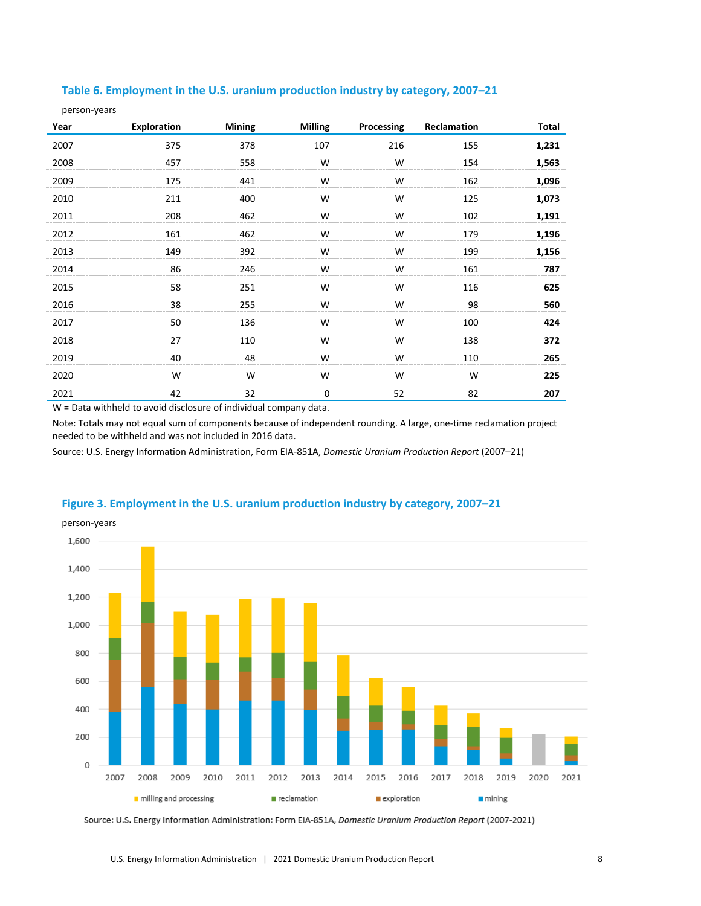### Table 6. Employment in the U.S. uranium production industry by category, 2007–21

person-years

| Year | Exploration | Mining | Milling | Processing | Reclamation | Total |
|---|---|---|---|---|---|---|
| 2007 | 375 | 378 | 107 | 216 | 155 | **1,231** |
| 2008 | 457 | 558 | W | W | 154 | **1,563** |
| 2009 | 175 | 441 | W | W | 162 | **1,096** |
| 2010 | 211 | 400 | W | W | 125 | **1,073** |
| 2011 | 208 | 462 | W | W | 102 | **1,191** |
| 2012 | 161 | 462 | W | W | 179 | **1,196** |
| 2013 | 149 | 392 | W | W | 199 | **1,156** |
| 2014 | 86 | 246 | W | W | 161 | **787** |
| 2015 | 58 | 251 | W | W | 116 | **625** |
| 2016 | 38 | 255 | W | W | 98 | **560** |
| 2017 | 50 | 136 | W | W | 100 | **424** |
| 2018 | 27 | 110 | W | W | 138 | **372** |
| 2019 | 40 | 48 | W | W | 110 | **265** |
| 2020 | W | W | W | W | W | **225** |
| 2021 | 42 | 32 | 0 | 52 | 82 | **207** |

W = Data withheld to avoid disclosure of individual company data.

Note: Totals may not equal sum of components because of independent rounding. A large, one-time reclamation project needed to be withheld and was not included in 2016 data.

Source: U.S. Energy Information Administration, Form EIA-851A, *Domestic Uranium Production Report* (2007–21)

### Figure 3. Employment in the U.S. uranium production industry by category, 2007–21

Source: U.S. Energy Information Administration: Form EIA-851A, *Domestic Uranium Production Report* (2007-2021)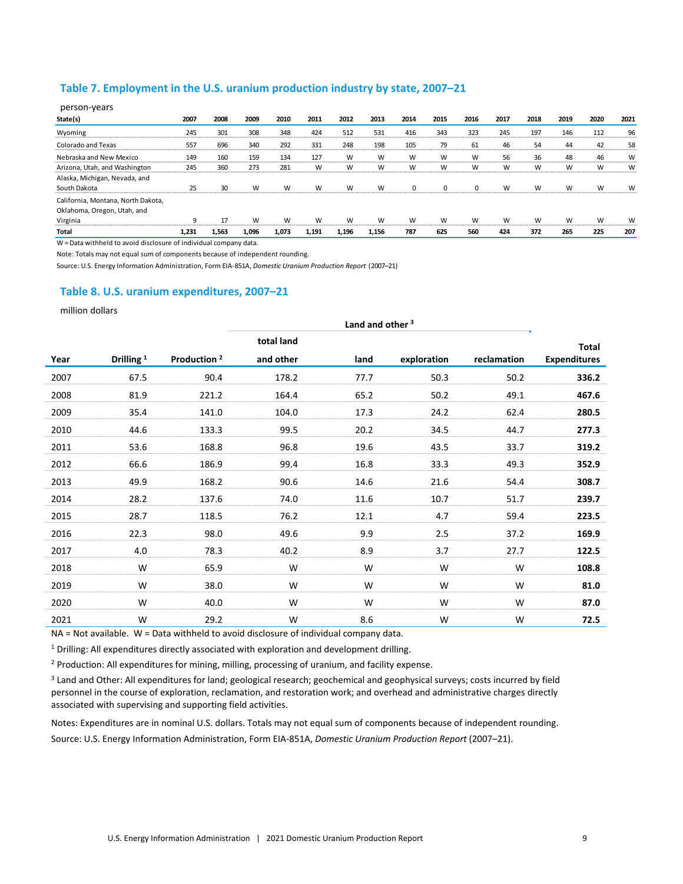## Table 7. Employment in the U.S. uranium production industry by state, 2007–21

person-years

| State(s) | 2007 | 2008 | 2009 | 2010 | 2011 | 2012 | 2013 | 2014 | 2015 | 2016 | 2017 | 2018 | 2019 | 2020 | 2021 |
|---|---|---|---|---|---|---|---|---|---|---|---|---|---|---|---|
| Wyoming | 245 | 301 | 308 | 348 | 424 | 512 | 531 | 416 | 343 | 323 | 245 | 197 | 146 | 112 | 96 |
| Colorado and Texas | 557 | 696 | 340 | 292 | 331 | 248 | 198 | 105 | 79 | 61 | 46 | 54 | 44 | 42 | 58 |
| Nebraska and New Mexico | 149 | 160 | 159 | 134 | 127 | W | W | W | W | W | 56 | 36 | 48 | 46 | W |
| Arizona, Utah, and Washington | 245 | 360 | 273 | 281 | W | W | W | W | W | W | W | W | W | W | W |
| Alaska, Michigan, Nevada, and South Dakota | 25 | 30 | W | W | W | W | W | 0 | 0 | 0 | W | W | W | W | W |
| California, Montana, North Dakota, Oklahoma, Oregon, Utah, and Virginia | 9 | 17 | W | W | W | W | W | W | W | W | W | W | W | W | W |
| **Total** | **1,231** | **1,563** | **1,096** | **1,073** | **1,191** | **1,196** | **1,156** | **787** | **625** | **560** | **424** | **372** | **265** | **225** | **207** |

W = Data withheld to avoid disclosure of individual company data.

Note: Totals may not equal sum of components because of independent rounding.

Source: U.S. Energy Information Administration, Form EIA-851A, *Domestic Uranium Production Report* (2007–21)

## Table 8. U.S. uranium expenditures, 2007–21

million dollars

| | | | Land and other [3] | | | | |
|---|---|---|---|---|---|---|---|
| Year | Drilling [1] | Production [2] | total land and other | land | exploration | reclamation | Total Expenditures |
| 2007 | 67.5 | 90.4 | 178.2 | 77.7 | 50.3 | 50.2 | **336.2** |
| 2008 | 81.9 | 221.2 | 164.4 | 65.2 | 50.2 | 49.1 | **467.6** |
| 2009 | 35.4 | 141.0 | 104.0 | 17.3 | 24.2 | 62.4 | **280.5** |
| 2010 | 44.6 | 133.3 | 99.5 | 20.2 | 34.5 | 44.7 | **277.3** |
| 2011 | 53.6 | 168.8 | 96.8 | 19.6 | 43.5 | 33.7 | **319.2** |
| 2012 | 66.6 | 186.9 | 99.4 | 16.8 | 33.3 | 49.3 | **352.9** |
| 2013 | 49.9 | 168.2 | 90.6 | 14.6 | 21.6 | 54.4 | **308.7** |
| 2014 | 28.2 | 137.6 | 74.0 | 11.6 | 10.7 | 51.7 | **239.7** |
| 2015 | 28.7 | 118.5 | 76.2 | 12.1 | 4.7 | 59.4 | **223.5** |
| 2016 | 22.3 | 98.0 | 49.6 | 9.9 | 2.5 | 37.2 | **169.9** |
| 2017 | 4.0 | 78.3 | 40.2 | 8.9 | 3.7 | 27.7 | **122.5** |
| 2018 | W | 65.9 | W | W | W | W | **108.8** |
| 2019 | W | 38.0 | W | W | W | W | **81.0** |
| 2020 | W | 40.0 | W | W | W | W | **87.0** |
| 2021 | W | 29.2 | W | 8.6 | W | W | **72.5** |

NA = Not available. W = Data withheld to avoid disclosure of individual company data.

[1] Drilling: All expenditures directly associated with exploration and development drilling.

[2] Production: All expenditures for mining, milling, processing of uranium, and facility expense.

[3] Land and Other: All expenditures for land; geological research; geochemical and geophysical surveys; costs incurred by field personnel in the course of exploration, reclamation, and restoration work; and overhead and administrative charges directly associated with supervising and supporting field activities.

Notes: Expenditures are in nominal U.S. dollars. Totals may not equal sum of components because of independent rounding.

Source: U.S. Energy Information Administration, Form EIA-851A, *Domestic Uranium Production Report* (2007–21).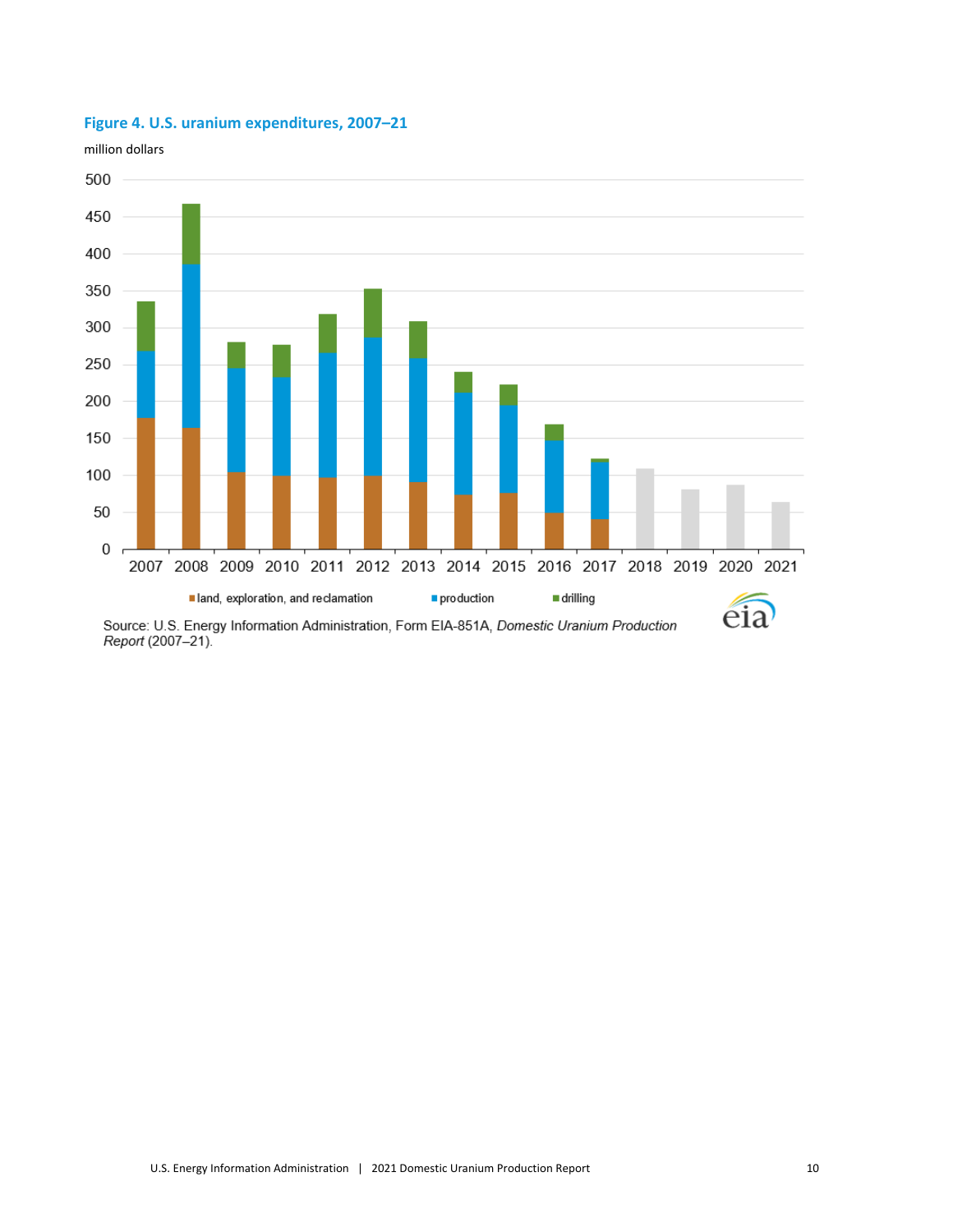### Figure 4. U.S. uranium expenditures, 2007–21

million dollars

Source: U.S. Energy Information Administration, Form EIA-851A, *Domestic Uranium Production Report* (2007–21).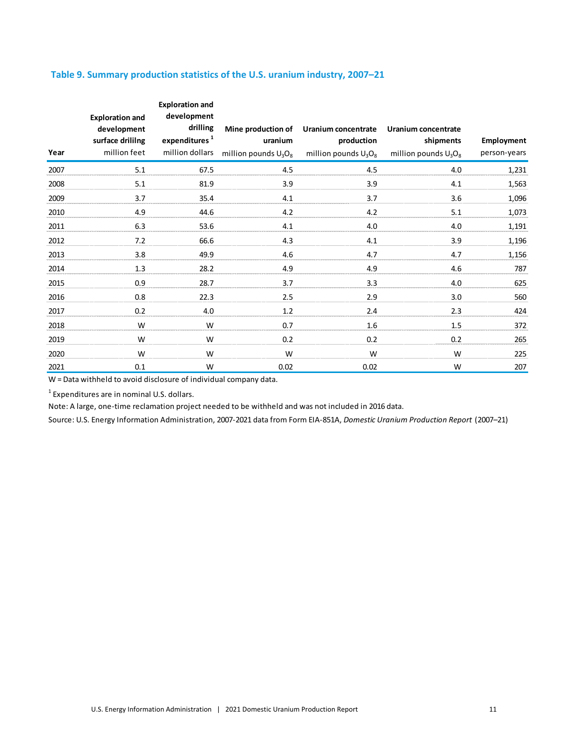### Table 9. Summary production statistics of the U.S. uranium industry, 2007–21

| Year | Exploration and development surface drililng million feet | Exploration and development drilling expenditures [1] million dollars | Mine production of uranium million pounds $U_3O_8$ | Uranium concentrate production million pounds $U_3O_8$ | Uranium concentrate shipments million pounds $U_3O_8$ | Employment person-years |
|---|---|---|---|---|---|---|
| 2007 | 5.1 | 67.5 | 4.5 | 4.5 | 4.0 | 1,231 |
| 2008 | 5.1 | 81.9 | 3.9 | 3.9 | 4.1 | 1,563 |
| 2009 | 3.7 | 35.4 | 4.1 | 3.7 | 3.6 | 1,096 |
| 2010 | 4.9 | 44.6 | 4.2 | 4.2 | 5.1 | 1,073 |
| 2011 | 6.3 | 53.6 | 4.1 | 4.0 | 4.0 | 1,191 |
| 2012 | 7.2 | 66.6 | 4.3 | 4.1 | 3.9 | 1,196 |
| 2013 | 3.8 | 49.9 | 4.6 | 4.7 | 4.7 | 1,156 |
| 2014 | 1.3 | 28.2 | 4.9 | 4.9 | 4.6 | 787 |
| 2015 | 0.9 | 28.7 | 3.7 | 3.3 | 4.0 | 625 |
| 2016 | 0.8 | 22.3 | 2.5 | 2.9 | 3.0 | 560 |
| 2017 | 0.2 | 4.0 | 1.2 | 2.4 | 2.3 | 424 |
| 2018 | W | W | 0.7 | 1.6 | 1.5 | 372 |
| 2019 | W | W | 0.2 | 0.2 | 0.2 | 265 |
| 2020 | W | W | W | W | W | 225 |
| 2021 | 0.1 | W | 0.02 | 0.02 | W | 207 |

W = Data withheld to avoid disclosure of individual company data.

[1] Expenditures are in nominal U.S. dollars.

Note: A large, one-time reclamation project needed to be withheld and was not included in 2016 data.

Source: U.S. Energy Information Administration, 2007-2021 data from Form EIA-851A, *Domestic Uranium Production Report* (2007–21)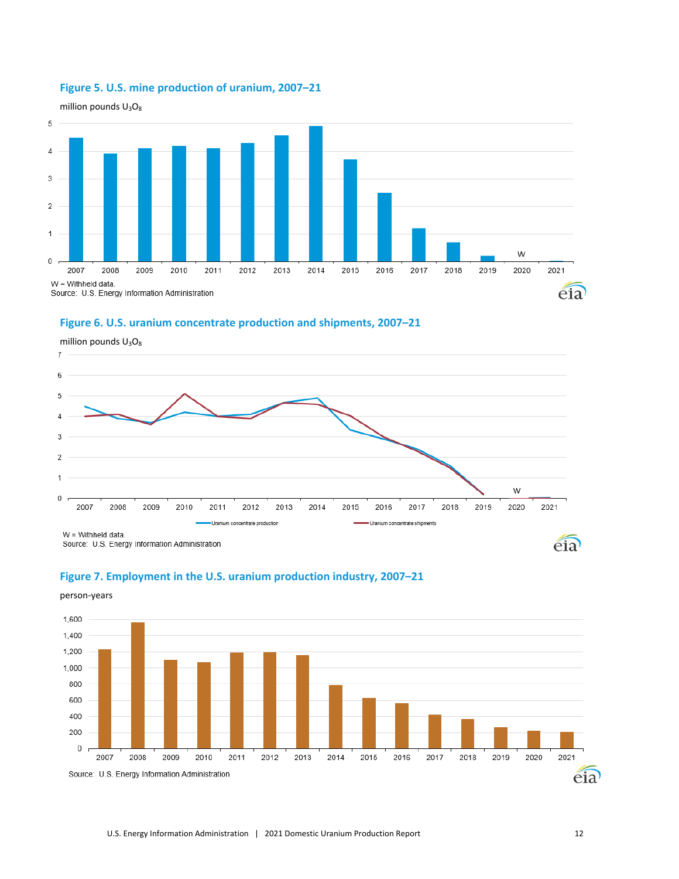### Figure 5. U.S. mine production of uranium, 2007–21

million pounds $U_3O_8$

W = Withheld data.
Source: U.S. Energy Information Administration

### Figure 6. U.S. uranium concentrate production and shipments, 2007–21

million pounds $U_3O_8$

W = Withheld data.
Source: U.S. Energy Information Administration

### Figure 7. Employment in the U.S. uranium production industry, 2007–21

person-years

Source: U.S. Energy Information Administration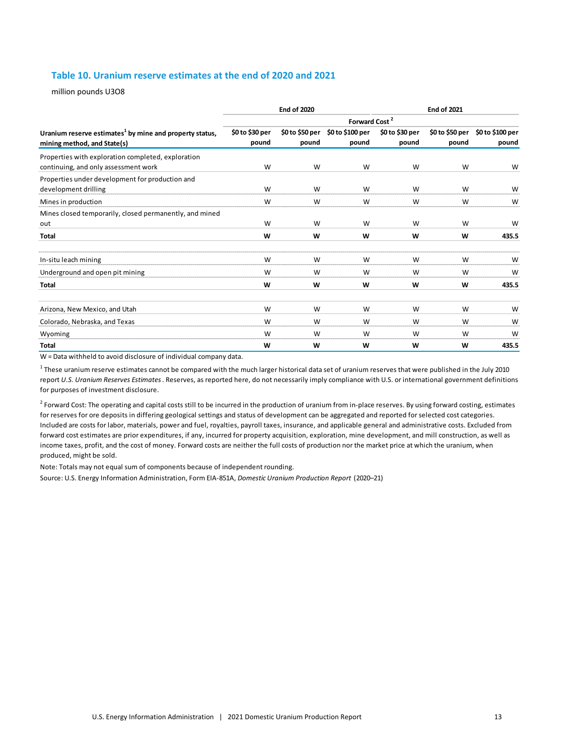## Table 10. Uranium reserve estimates at the end of 2020 and 2021

million pounds U3O8

| Uranium reserve estimates[1] by mine and property status, mining method, and State(s) | End of 2020 | | | End of 2021 | | |
|---|---|---|---|---|---|---|
| | Forward Cost[2] | | | | | |
| | $0 to $30 per pound | $0 to $50 per pound | $0 to $100 per pound | $0 to $30 per pound | $0 to $50 per pound | $0 to $100 per pound |
| Properties with exploration completed, exploration continuing, and only assessment work | W | W | W | W | W | W |
| Properties under development for production and development drilling | W | W | W | W | W | W |
| Mines in production | W | W | W | W | W | W |
| Mines closed temporarily, closed permanently, and mined out | W | W | W | W | W | W |
| **Total** | **W** | **W** | **W** | **W** | **W** | **435.5** |
| In-situ leach mining | W | W | W | W | W | W |
| Underground and open pit mining | W | W | W | W | W | W |
| **Total** | **W** | **W** | **W** | **W** | **W** | **435.5** |
| Arizona, New Mexico, and Utah | W | W | W | W | W | W |
| Colorado, Nebraska, and Texas | W | W | W | W | W | W |
| Wyoming | W | W | W | W | W | W |
| **Total** | **W** | **W** | **W** | **W** | **W** | **435.5** |

W = Data withheld to avoid disclosure of individual company data.

[1] These uranium reserve estimates cannot be compared with the much larger historical data set of uranium reserves that were published in the July 2010 report *U.S. Uranium Reserves Estimates*. Reserves, as reported here, do not necessarily imply compliance with U.S. or international government definitions for purposes of investment disclosure.

[2] Forward Cost: The operating and capital costs still to be incurred in the production of uranium from in-place reserves. By using forward costing, estimates for reserves for ore deposits in differing geological settings and status of development can be aggregated and reported for selected cost categories. Included are costs for labor, materials, power and fuel, royalties, payroll taxes, insurance, and applicable general and administrative costs. Excluded from forward cost estimates are prior expenditures, if any, incurred for property acquisition, exploration, mine development, and mill construction, as well as income taxes, profit, and the cost of money. Forward costs are neither the full costs of production nor the market price at which the uranium, when produced, might be sold.

Note: Totals may not equal sum of components because of independent rounding.

Source: U.S. Energy Information Administration, Form EIA-851A, *Domestic Uranium Production Report* (2020–21)